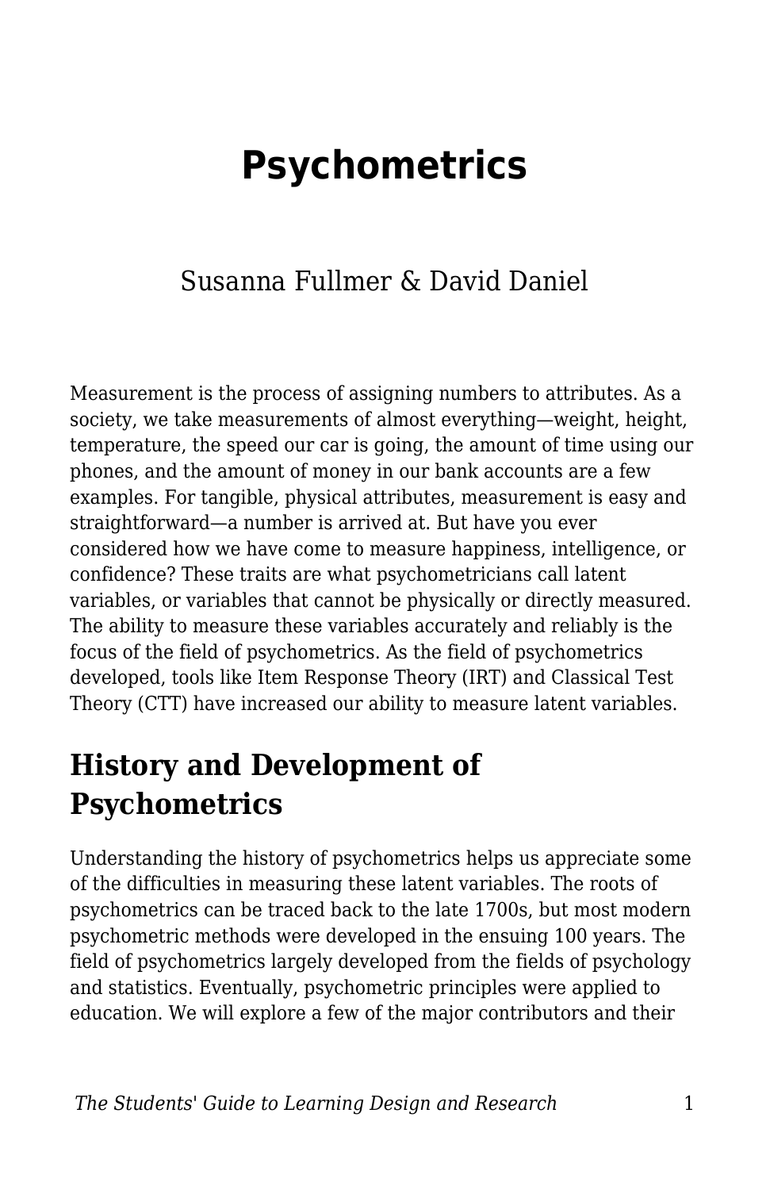# Psychometrics

Susanna Fullmer & David Daniel

Measurement is the process of assigning numbers to attributes. As a society, we take measurements of almost everything—weight, height, temperature, the speed our car is going, the amount of time using our phones, and the amount of money in our bank accounts are a few examples. For tangible, physical attributes, measurement is easy and straightforward—a number is arrived at. But have you ever considered how we have come to measure happiness, intelligence, or confidence? These traits are what psychometricians call latent variables, or variables that cannot be physically or directly measured. The ability to measure these variables accurately and reliably is the focus of the field of psychometrics. As the field of psychometrics developed, tools like Item Response Theory (IRT) and Classical Test Theory (CTT) have increased our ability to measure latent variables.

## History and Development of Psychometrics

Understanding the history of psychometrics helps us appreciate some of the difficulties in measuring these latent variables. The roots of psychometrics can be traced back to the late 1700s, but most modern psychometric methods were developed in the ensuing 100 years. The field of psychometrics largely developed from the fields of psychology and statistics. Eventually, psychometric principles were applied to education. We will explore a few of the major contributors and their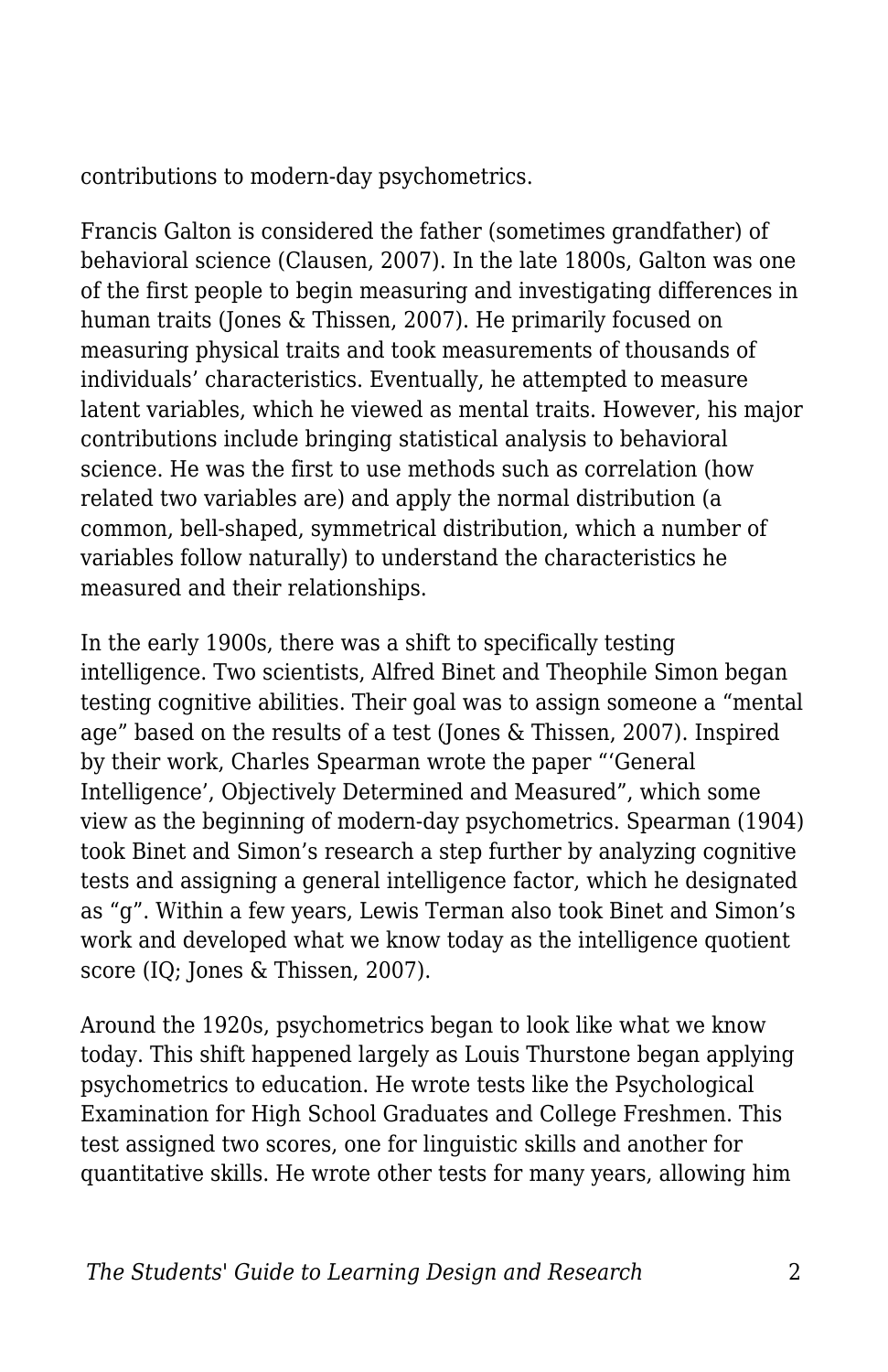contributions to modern-day psychometrics.

Francis Galton is considered the father (sometimes grandfather) of behavioral science (Clausen, 2007). In the late 1800s, Galton was one of the first people to begin measuring and investigating differences in human traits (Jones & Thissen, 2007). He primarily focused on measuring physical traits and took measurements of thousands of individuals' characteristics. Eventually, he attempted to measure latent variables, which he viewed as mental traits. However, his major contributions include bringing statistical analysis to behavioral science. He was the first to use methods such as correlation (how related two variables are) and apply the normal distribution (a common, bell-shaped, symmetrical distribution, which a number of variables follow naturally) to understand the characteristics he measured and their relationships.

In the early 1900s, there was a shift to specifically testing intelligence. Two scientists, Alfred Binet and Theophile Simon began testing cognitive abilities. Their goal was to assign someone a "mental age" based on the results of a test (Jones & Thissen, 2007). Inspired by their work, Charles Spearman wrote the paper "'General Intelligence', Objectively Determined and Measured", which some view as the beginning of modern-day psychometrics. Spearman (1904) took Binet and Simon's research a step further by analyzing cognitive tests and assigning a general intelligence factor, which he designated as "g". Within a few years, Lewis Terman also took Binet and Simon's work and developed what we know today as the intelligence quotient score (IQ; Jones & Thissen, 2007).

Around the 1920s, psychometrics began to look like what we know today. This shift happened largely as Louis Thurstone began applying psychometrics to education. He wrote tests like the Psychological Examination for High School Graduates and College Freshmen. This test assigned two scores, one for linguistic skills and another for quantitative skills. He wrote other tests for many years, allowing him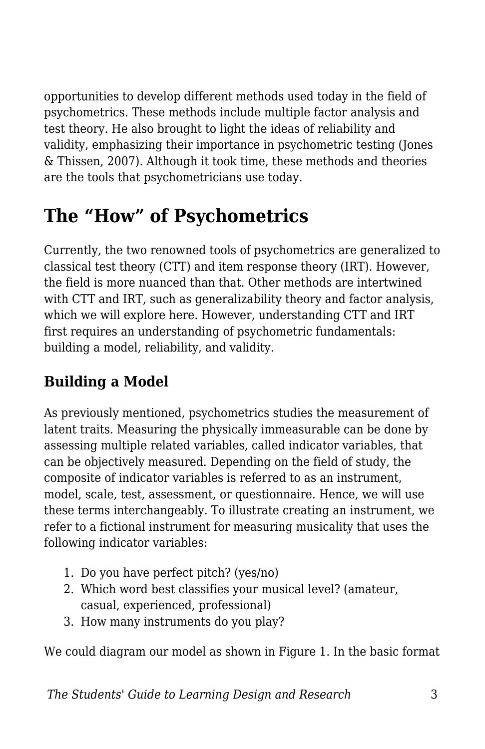opportunities to develop different methods used today in the field of psychometrics. These methods include multiple factor analysis and test theory. He also brought to light the ideas of reliability and validity, emphasizing their importance in psychometric testing (Jones & Thissen, 2007). Although it took time, these methods and theories are the tools that psychometricians use today.

## The “How” of Psychometrics

Currently, the two renowned tools of psychometrics are generalized to classical test theory (CTT) and item response theory (IRT). However, the field is more nuanced than that. Other methods are intertwined with CTT and IRT, such as generalizability theory and factor analysis, which we will explore here. However, understanding CTT and IRT first requires an understanding of psychometric fundamentals: building a model, reliability, and validity.

### Building a Model

As previously mentioned, psychometrics studies the measurement of latent traits. Measuring the physically immeasurable can be done by assessing multiple related variables, called indicator variables, that can be objectively measured. Depending on the field of study, the composite of indicator variables is referred to as an instrument, model, scale, test, assessment, or questionnaire. Hence, we will use these terms interchangeably. To illustrate creating an instrument, we refer to a fictional instrument for measuring musicality that uses the following indicator variables:

1. Do you have perfect pitch? (yes/no)
2. Which word best classifies your musical level? (amateur, casual, experienced, professional)
3. How many instruments do you play?

We could diagram our model as shown in Figure 1. In the basic format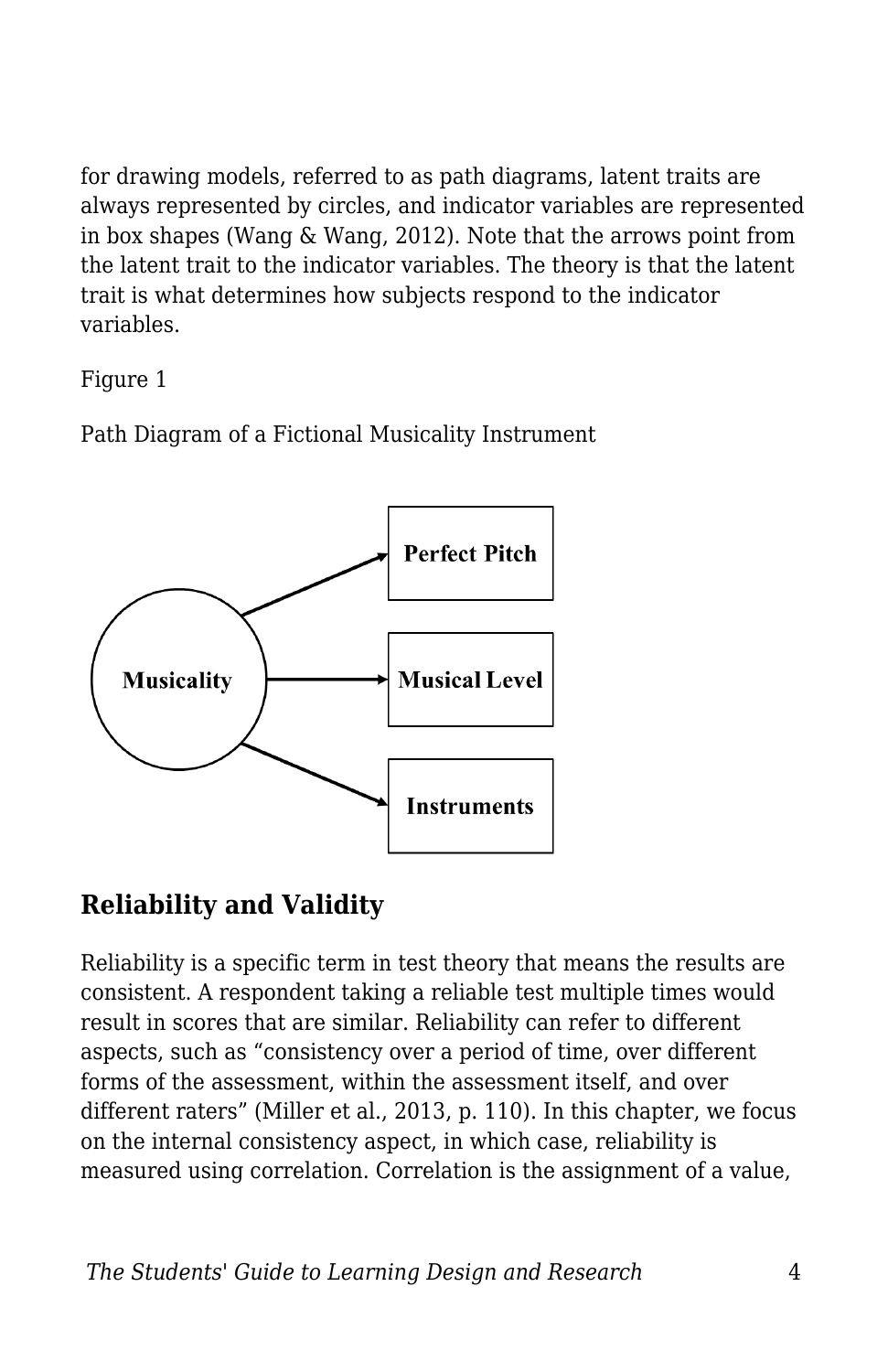for drawing models, referred to as path diagrams, latent traits are always represented by circles, and indicator variables are represented in box shapes (Wang & Wang, 2012). Note that the arrows point from the latent trait to the indicator variables. The theory is that the latent trait is what determines how subjects respond to the indicator variables.

Figure 1

Path Diagram of a Fictional Musicality Instrument

## Reliability and Validity

Reliability is a specific term in test theory that means the results are consistent. A respondent taking a reliable test multiple times would result in scores that are similar. Reliability can refer to different aspects, such as "consistency over a period of time, over different forms of the assessment, within the assessment itself, and over different raters" (Miller et al., 2013, p. 110). In this chapter, we focus on the internal consistency aspect, in which case, reliability is measured using correlation. Correlation is the assignment of a value,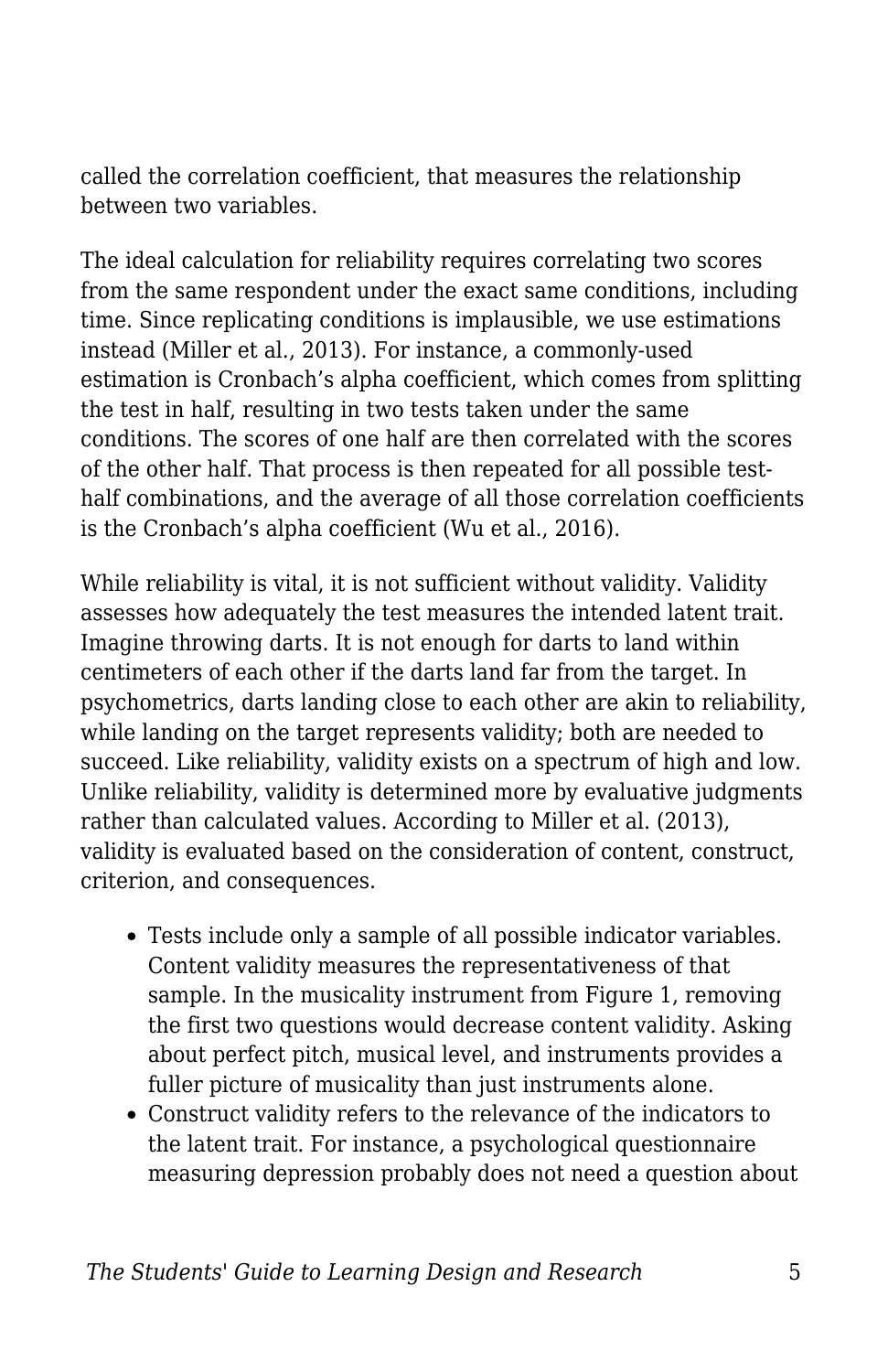called the correlation coefficient, that measures the relationship between two variables.

The ideal calculation for reliability requires correlating two scores from the same respondent under the exact same conditions, including time. Since replicating conditions is implausible, we use estimations instead (Miller et al., 2013). For instance, a commonly-used estimation is Cronbach's alpha coefficient, which comes from splitting the test in half, resulting in two tests taken under the same conditions. The scores of one half are then correlated with the scores of the other half. That process is then repeated for all possible test-half combinations, and the average of all those correlation coefficients is the Cronbach's alpha coefficient (Wu et al., 2016).

While reliability is vital, it is not sufficient without validity. Validity assesses how adequately the test measures the intended latent trait. Imagine throwing darts. It is not enough for darts to land within centimeters of each other if the darts land far from the target. In psychometrics, darts landing close to each other are akin to reliability, while landing on the target represents validity; both are needed to succeed. Like reliability, validity exists on a spectrum of high and low. Unlike reliability, validity is determined more by evaluative judgments rather than calculated values. According to Miller et al. (2013), validity is evaluated based on the consideration of content, construct, criterion, and consequences.

- Tests include only a sample of all possible indicator variables. Content validity measures the representativeness of that sample. In the musicality instrument from Figure 1, removing the first two questions would decrease content validity. Asking about perfect pitch, musical level, and instruments provides a fuller picture of musicality than just instruments alone.
- Construct validity refers to the relevance of the indicators to the latent trait. For instance, a psychological questionnaire measuring depression probably does not need a question about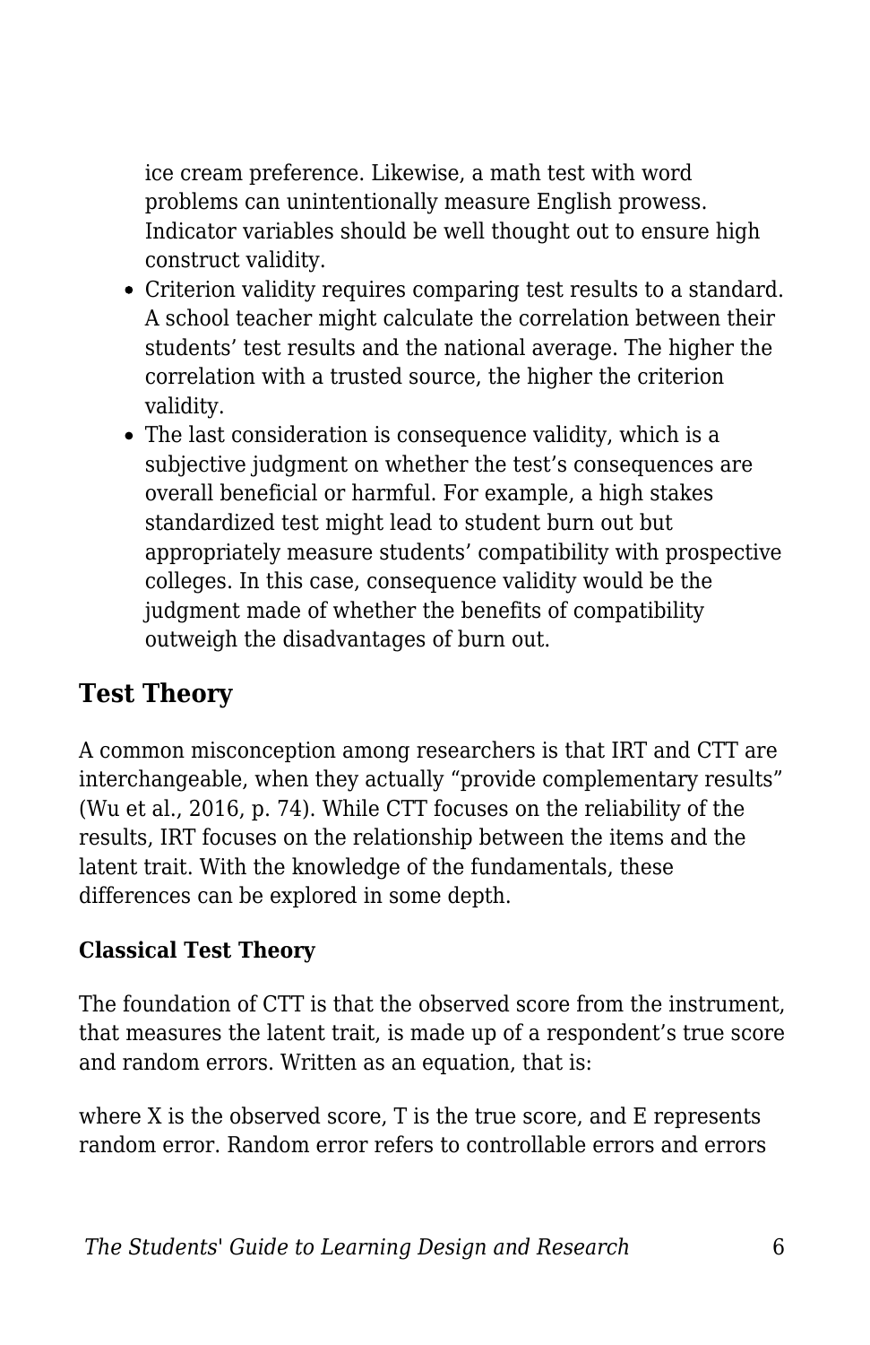ice cream preference. Likewise, a math test with word problems can unintentionally measure English prowess. Indicator variables should be well thought out to ensure high construct validity.

- Criterion validity requires comparing test results to a standard. A school teacher might calculate the correlation between their students' test results and the national average. The higher the correlation with a trusted source, the higher the criterion validity.
- The last consideration is consequence validity, which is a subjective judgment on whether the test's consequences are overall beneficial or harmful. For example, a high stakes standardized test might lead to student burn out but appropriately measure students' compatibility with prospective colleges. In this case, consequence validity would be the judgment made of whether the benefits of compatibility outweigh the disadvantages of burn out.

## Test Theory

A common misconception among researchers is that IRT and CTT are interchangeable, when they actually "provide complementary results" (Wu et al., 2016, p. 74). While CTT focuses on the reliability of the results, IRT focuses on the relationship between the items and the latent trait. With the knowledge of the fundamentals, these differences can be explored in some depth.

### Classical Test Theory

The foundation of CTT is that the observed score from the instrument, that measures the latent trait, is made up of a respondent's true score and random errors. Written as an equation, that is:

where X is the observed score, T is the true score, and E represents random error. Random error refers to controllable errors and errors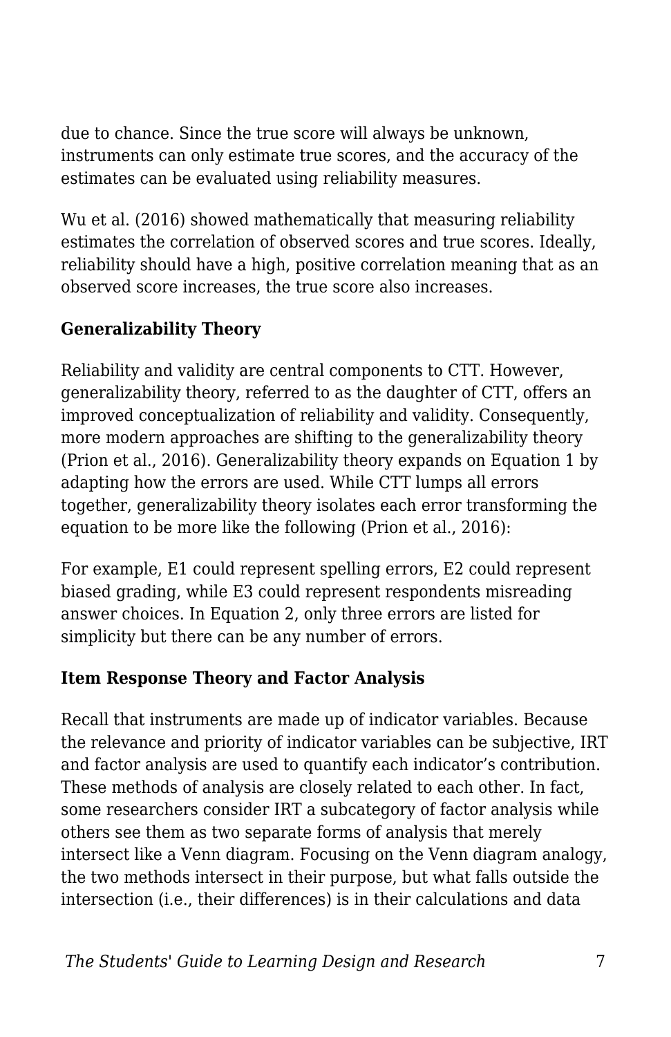due to chance. Since the true score will always be unknown, instruments can only estimate true scores, and the accuracy of the estimates can be evaluated using reliability measures.

Wu et al. (2016) showed mathematically that measuring reliability estimates the correlation of observed scores and true scores. Ideally, reliability should have a high, positive correlation meaning that as an observed score increases, the true score also increases.

### Generalizability Theory

Reliability and validity are central components to CTT. However, generalizability theory, referred to as the daughter of CTT, offers an improved conceptualization of reliability and validity. Consequently, more modern approaches are shifting to the generalizability theory (Prion et al., 2016). Generalizability theory expands on Equation 1 by adapting how the errors are used. While CTT lumps all errors together, generalizability theory isolates each error transforming the equation to be more like the following (Prion et al., 2016):

For example, E1 could represent spelling errors, E2 could represent biased grading, while E3 could represent respondents misreading answer choices. In Equation 2, only three errors are listed for simplicity but there can be any number of errors.

### Item Response Theory and Factor Analysis

Recall that instruments are made up of indicator variables. Because the relevance and priority of indicator variables can be subjective, IRT and factor analysis are used to quantify each indicator's contribution. These methods of analysis are closely related to each other. In fact, some researchers consider IRT a subcategory of factor analysis while others see them as two separate forms of analysis that merely intersect like a Venn diagram. Focusing on the Venn diagram analogy, the two methods intersect in their purpose, but what falls outside the intersection (i.e., their differences) is in their calculations and data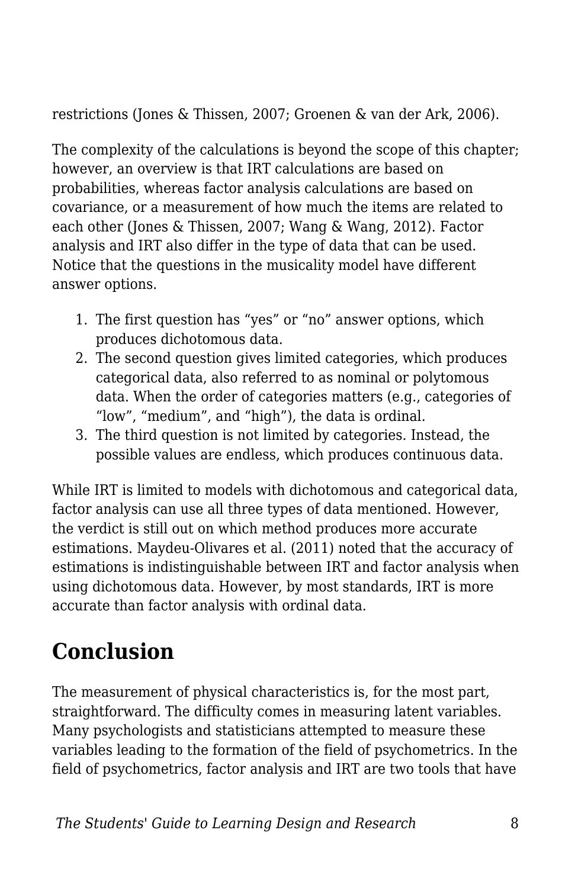restrictions (Jones & Thissen, 2007; Groenen & van der Ark, 2006).

The complexity of the calculations is beyond the scope of this chapter; however, an overview is that IRT calculations are based on probabilities, whereas factor analysis calculations are based on covariance, or a measurement of how much the items are related to each other (Jones & Thissen, 2007; Wang & Wang, 2012). Factor analysis and IRT also differ in the type of data that can be used. Notice that the questions in the musicality model have different answer options.

1. The first question has "yes" or "no" answer options, which produces dichotomous data.
2. The second question gives limited categories, which produces categorical data, also referred to as nominal or polytomous data. When the order of categories matters (e.g., categories of "low", "medium", and "high"), the data is ordinal.
3. The third question is not limited by categories. Instead, the possible values are endless, which produces continuous data.

While IRT is limited to models with dichotomous and categorical data, factor analysis can use all three types of data mentioned. However, the verdict is still out on which method produces more accurate estimations. Maydeu-Olivares et al. (2011) noted that the accuracy of estimations is indistinguishable between IRT and factor analysis when using dichotomous data. However, by most standards, IRT is more accurate than factor analysis with ordinal data.

## Conclusion

The measurement of physical characteristics is, for the most part, straightforward. The difficulty comes in measuring latent variables. Many psychologists and statisticians attempted to measure these variables leading to the formation of the field of psychometrics. In the field of psychometrics, factor analysis and IRT are two tools that have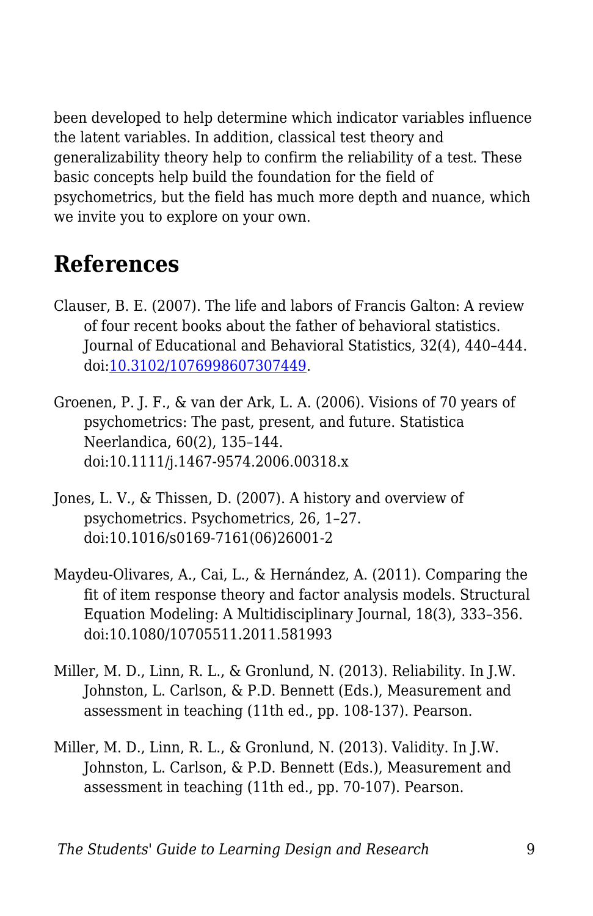been developed to help determine which indicator variables influence the latent variables. In addition, classical test theory and generalizability theory help to confirm the reliability of a test. These basic concepts help build the foundation for the field of psychometrics, but the field has much more depth and nuance, which we invite you to explore on your own.

## References

Clauser, B. E. (2007). The life and labors of Francis Galton: A review of four recent books about the father of behavioral statistics. Journal of Educational and Behavioral Statistics, 32(4), 440–444. doi:[10.3102/1076998607307449](https://doi.org/10.3102/1076998607307449).

Groenen, P. J. F., & van der Ark, L. A. (2006). Visions of 70 years of psychometrics: The past, present, and future. Statistica Neerlandica, 60(2), 135–144. doi:10.1111/j.1467-9574.2006.00318.x

Jones, L. V., & Thissen, D. (2007). A history and overview of psychometrics. Psychometrics, 26, 1–27. doi:10.1016/s0169-7161(06)26001-2

Maydeu-Olivares, A., Cai, L., & Hernández, A. (2011). Comparing the fit of item response theory and factor analysis models. Structural Equation Modeling: A Multidisciplinary Journal, 18(3), 333–356. doi:10.1080/10705511.2011.581993

Miller, M. D., Linn, R. L., & Gronlund, N. (2013). Reliability. In J.W. Johnston, L. Carlson, & P.D. Bennett (Eds.), Measurement and assessment in teaching (11th ed., pp. 108-137). Pearson.

Miller, M. D., Linn, R. L., & Gronlund, N. (2013). Validity. In J.W. Johnston, L. Carlson, & P.D. Bennett (Eds.), Measurement and assessment in teaching (11th ed., pp. 70-107). Pearson.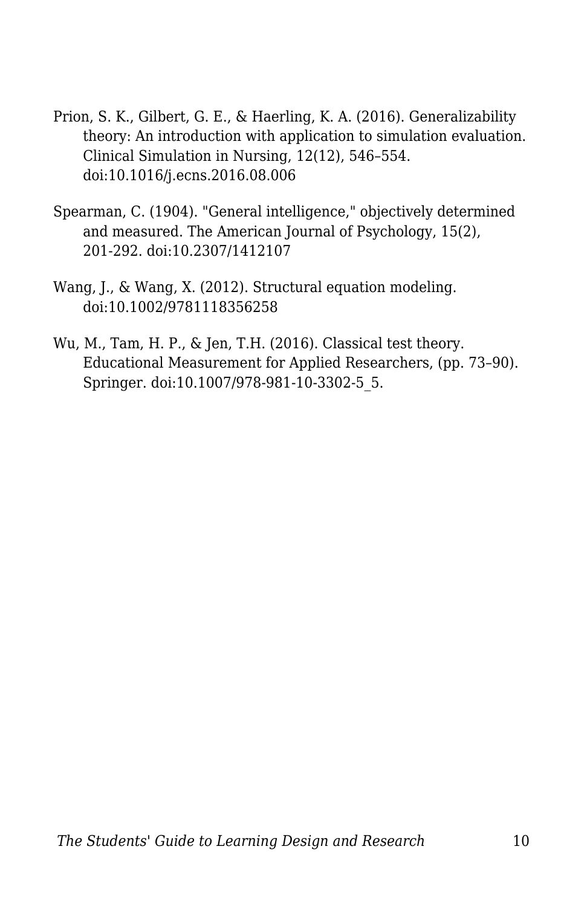Prion, S. K., Gilbert, G. E., & Haerling, K. A. (2016). Generalizability theory: An introduction with application to simulation evaluation. Clinical Simulation in Nursing, 12(12), 546–554. doi:10.1016/j.ecns.2016.08.006

Spearman, C. (1904). "General intelligence," objectively determined and measured. The American Journal of Psychology, 15(2), 201-292. doi:10.2307/1412107

Wang, J., & Wang, X. (2012). Structural equation modeling. doi:10.1002/9781118356258

Wu, M., Tam, H. P., & Jen, T.H. (2016). Classical test theory. Educational Measurement for Applied Researchers, (pp. 73–90). Springer. doi:10.1007/978-981-10-3302-5_5.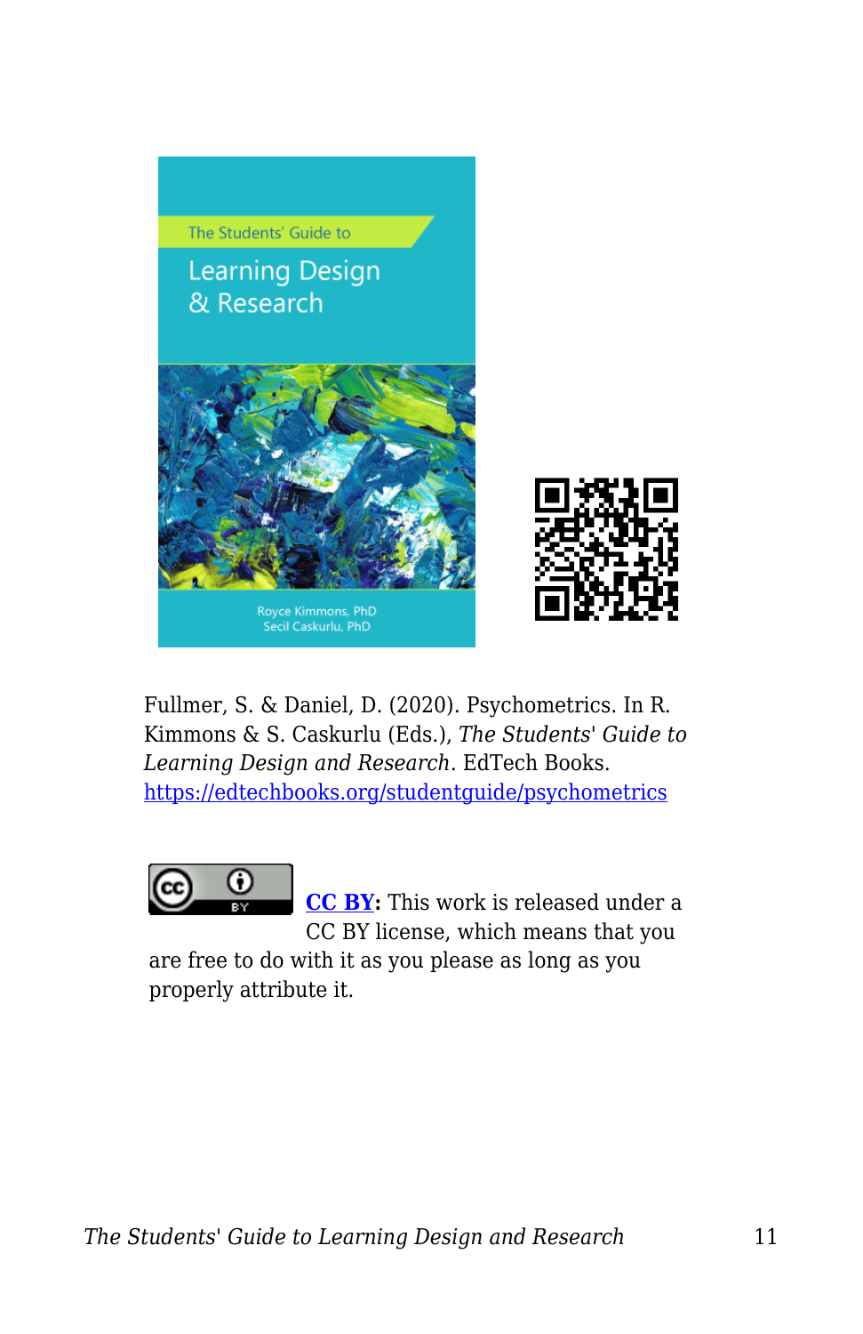Fullmer, S. & Daniel, D. (2020). Psychometrics. In R. Kimmons & S. Caskurlu (Eds.), *The Students' Guide to Learning Design and Research*. EdTech Books. https://edtechbooks.org/studentguide/psychometrics

**CC BY:** This work is released under a CC BY license, which means that you are free to do with it as you please as long as you properly attribute it.